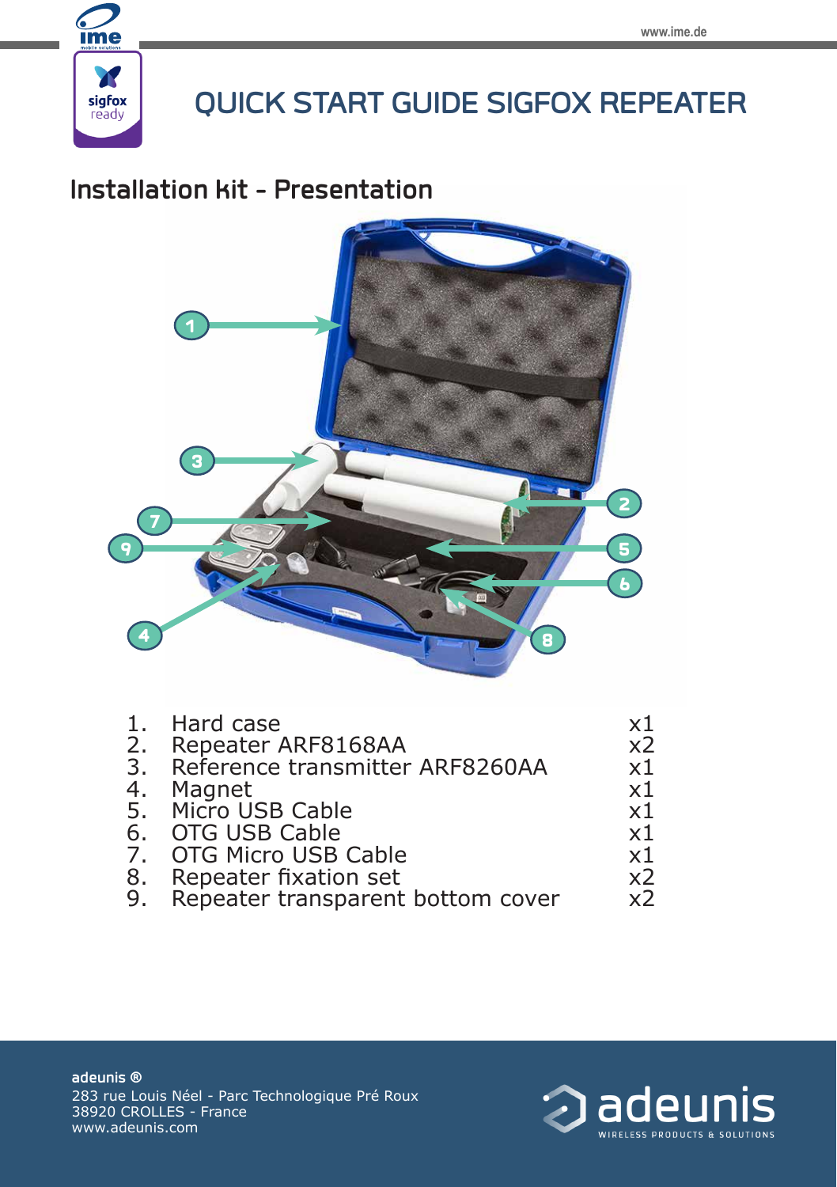# QUICK START GUIDE SIGFOX REPEATER

## Installation kit - Presentation

| | Item | Qty |
|---|---|---|
| 1. | Hard case | x1 |
| 2. | Repeater ARF8168AA | x2 |
| 3. | Reference transmitter ARF8260AA | x1 |
| 4. | Magnet | x1 |
| 5. | Micro USB Cable | x1 |
| 6. | OTG USB Cable | x1 |
| 7. | OTG Micro USB Cable | x1 |
| 8. | Repeater fixation set | x2 |
| 9. | Repeater transparent bottom cover | x2 |

**adeunis ®**
283 rue Louis Néel - Parc Technologique Pré Roux
38920 CROLLES - France
www.adeunis.com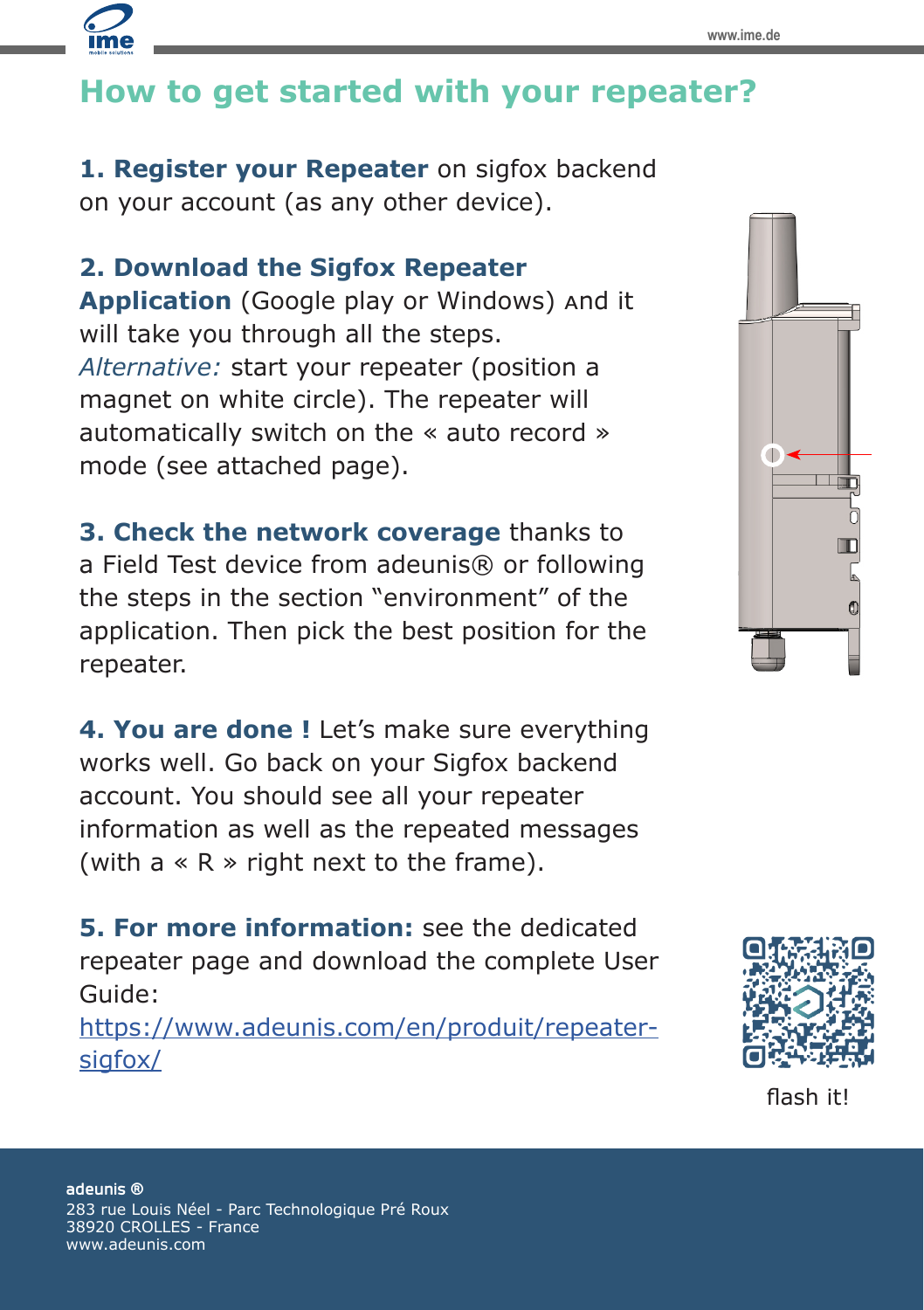# How to get started with your repeater?

**1. Register your Repeater** on sigfox backend on your account (as any other device).

**2. Download the Sigfox Repeater Application** (Google play or Windows) And it will take you through all the steps.
*Alternative:* start your repeater (position a magnet on white circle). The repeater will automatically switch on the « auto record » mode (see attached page).

**3. Check the network coverage** thanks to a Field Test device from adeunis® or following the steps in the section "environment" of the application. Then pick the best position for the repeater.

**4. You are done !** Let's make sure everything works well. Go back on your Sigfox backend account. You should see all your repeater information as well as the repeated messages (with a « R » right next to the frame).

**5. For more information:** see the dedicated repeater page and download the complete User Guide:
[https://www.adeunis.com/en/produit/repeater-sigfox/](https://www.adeunis.com/en/produit/repeater-sigfox/)

flash it!

**adeunis ®**
283 rue Louis Néel - Parc Technologique Pré Roux
38920 CROLLES - France
www.adeunis.com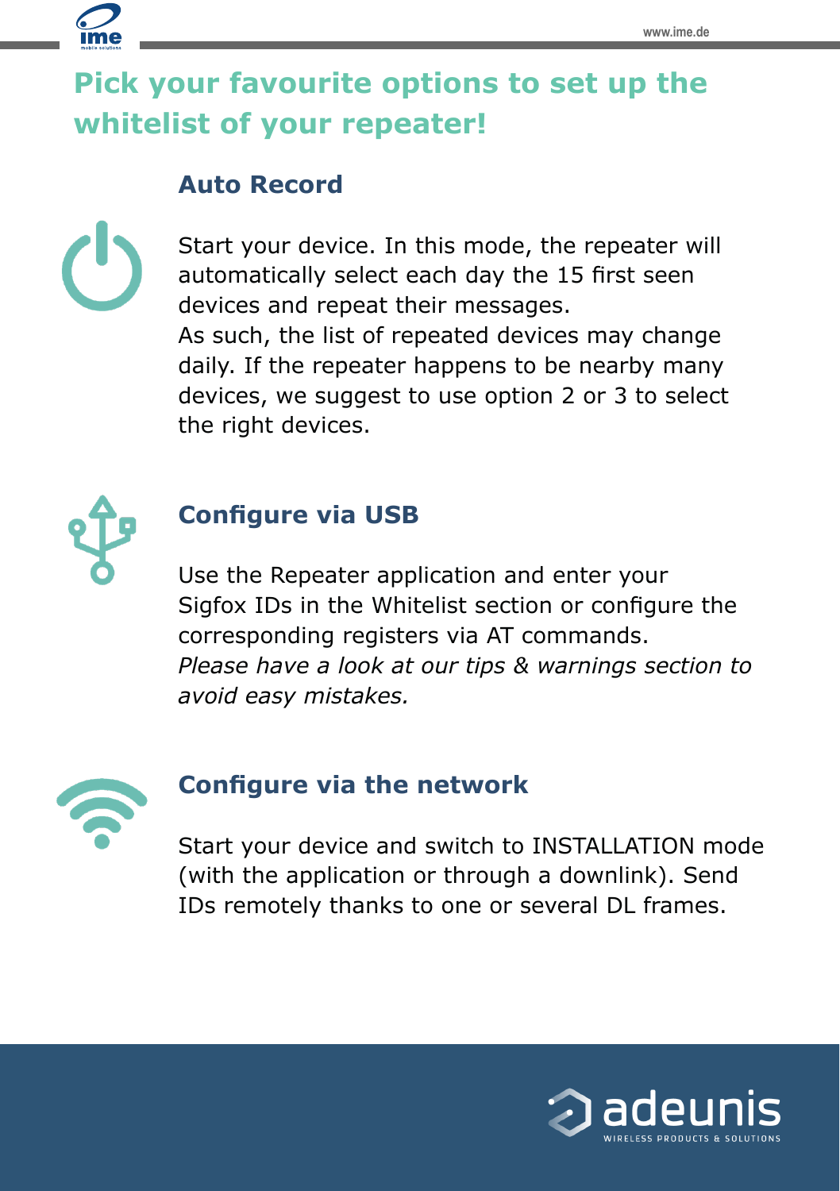# Pick your favourite options to set up the whitelist of your repeater!

## Auto Record

Start your device. In this mode, the repeater will automatically select each day the 15 first seen devices and repeat their messages.
As such, the list of repeated devices may change daily. If the repeater happens to be nearby many devices, we suggest to use option 2 or 3 to select the right devices.

## Configure via USB

Use the Repeater application and enter your Sigfox IDs in the Whitelist section or configure the corresponding registers via AT commands.
*Please have a look at our tips & warnings section to avoid easy mistakes.*

## Configure via the network

Start your device and switch to INSTALLATION mode (with the application or through a downlink). Send IDs remotely thanks to one or several DL frames.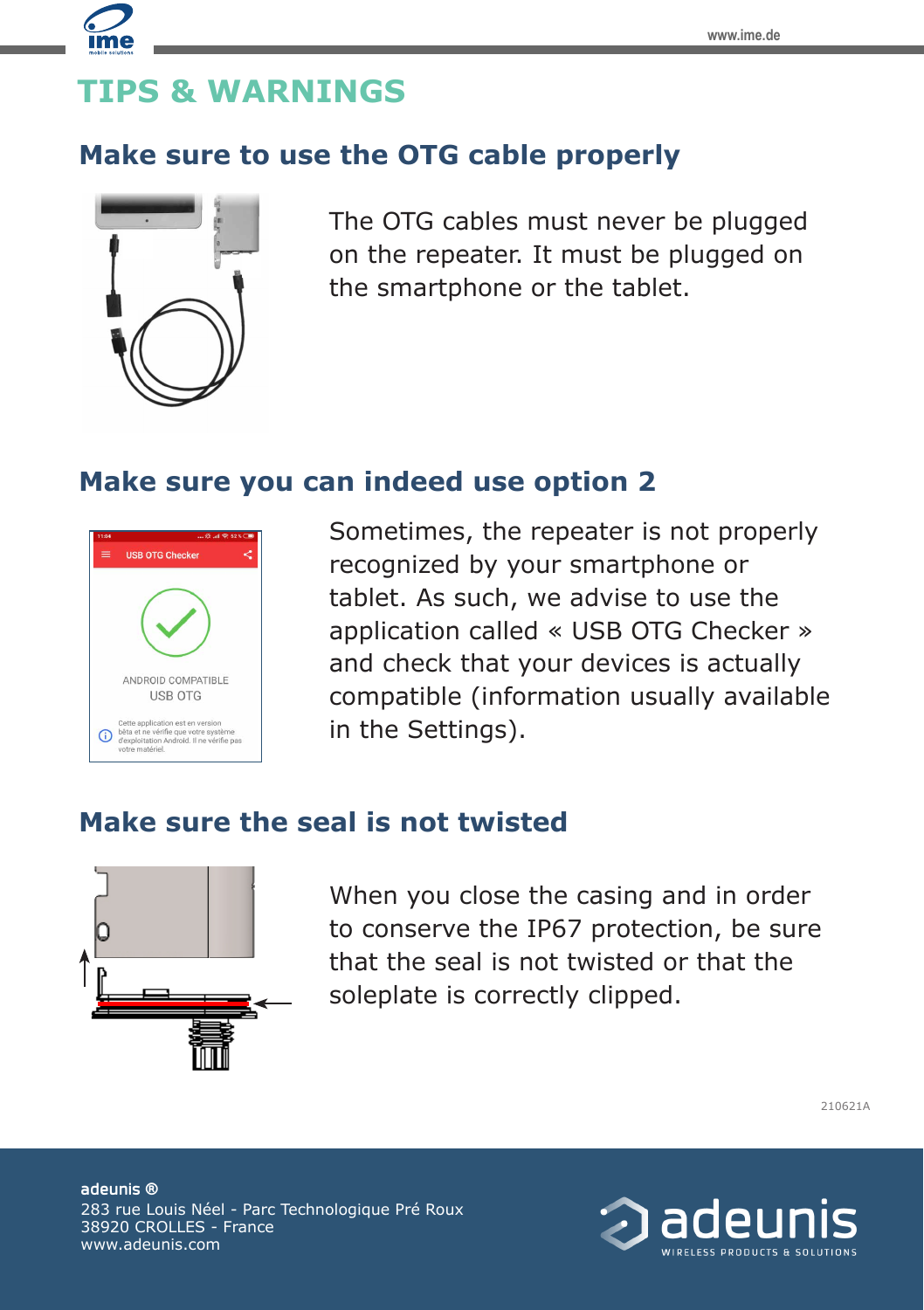# TIPS & WARNINGS

## Make sure to use the OTG cable properly

The OTG cables must never be plugged on the repeater. It must be plugged on the smartphone or the tablet.

## Make sure you can indeed use option 2

Sometimes, the repeater is not properly recognized by your smartphone or tablet. As such, we advise to use the application called « USB OTG Checker » and check that your devices is actually compatible (information usually available in the Settings).

## Make sure the seal is not twisted

When you close the casing and in order to conserve the IP67 protection, be sure that the seal is not twisted or that the soleplate is correctly clipped.

210621A

**adeunis ®**
283 rue Louis Néel - Parc Technologique Pré Roux
38920 CROLLES - France
www.adeunis.com